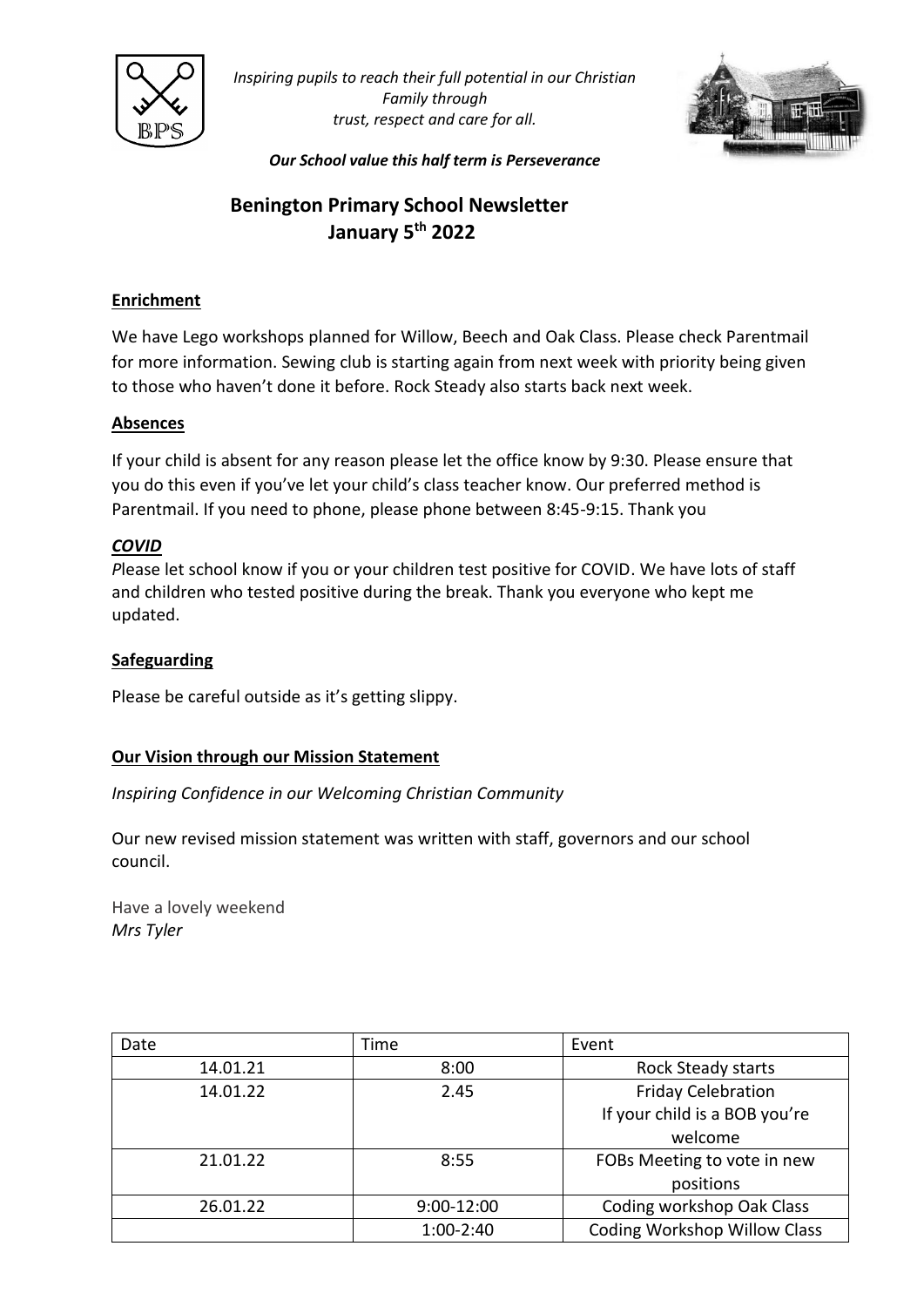*Inspiring pupils to reach their full potential in our Christian Family through trust, respect and care for all.*

***Our School value this half term is Perseverance***

# Benington Primary School Newsletter
## January 5th 2022

**Enrichment**

We have Lego workshops planned for Willow, Beech and Oak Class. Please check Parentmail for more information. Sewing club is starting again from next week with priority being given to those who haven't done it before. Rock Steady also starts back next week.

**Absences**

If your child is absent for any reason please let the office know by 9:30. Please ensure that you do this even if you've let your child's class teacher know. Our preferred method is Parentmail. If you need to phone, please phone between 8:45-9:15. Thank you

***COVID***

*P*lease let school know if you or your children test positive for COVID. We have lots of staff and children who tested positive during the break. Thank you everyone who kept me updated.

**Safeguarding**

Please be careful outside as it's getting slippy.

**Our Vision through our Mission Statement**

*Inspiring Confidence in our Welcoming Christian Community*

Our new revised mission statement was written with staff, governors and our school council.

Have a lovely weekend
*Mrs Tyler*

| Date | Time | Event |
|---|---|---|
| 14.01.21 | 8:00 | Rock Steady starts |
| 14.01.22 | 2.45 | Friday Celebration If your child is a BOB you're welcome |
| 21.01.22 | 8:55 | FOBs Meeting to vote in new positions |
| 26.01.22 | 9:00-12:00 | Coding workshop Oak Class |
| | 1:00-2:40 | Coding Workshop Willow Class |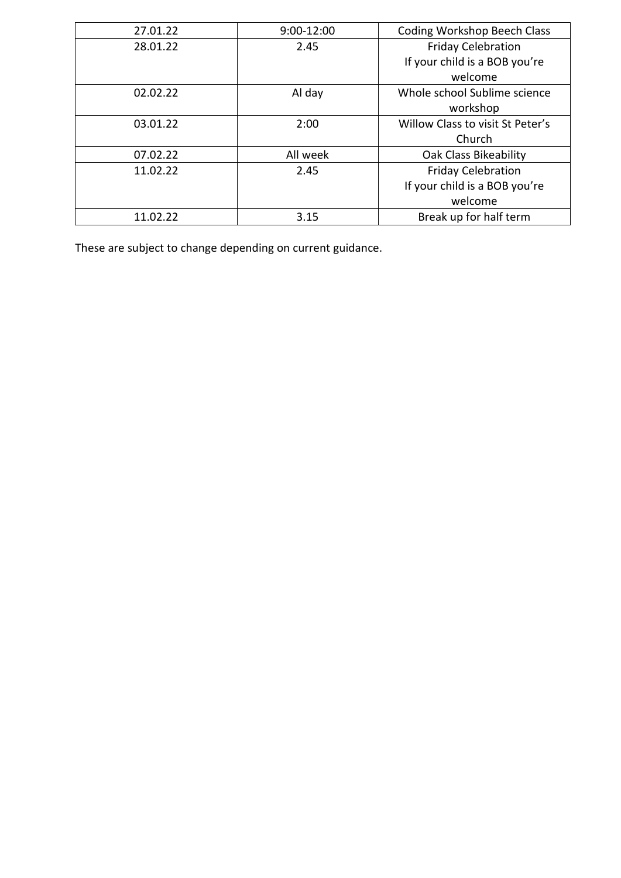| | | |
|---|---|---|
| 27.01.22 | 9:00-12:00 | Coding Workshop Beech Class |
| 28.01.22 | 2.45 | Friday Celebration<br>If your child is a BOB you're welcome |
| 02.02.22 | Al day | Whole school Sublime science workshop |
| 03.01.22 | 2:00 | Willow Class to visit St Peter's Church |
| 07.02.22 | All week | Oak Class Bikeability |
| 11.02.22 | 2.45 | Friday Celebration<br>If your child is a BOB you're welcome |
| 11.02.22 | 3.15 | Break up for half term |

These are subject to change depending on current guidance.